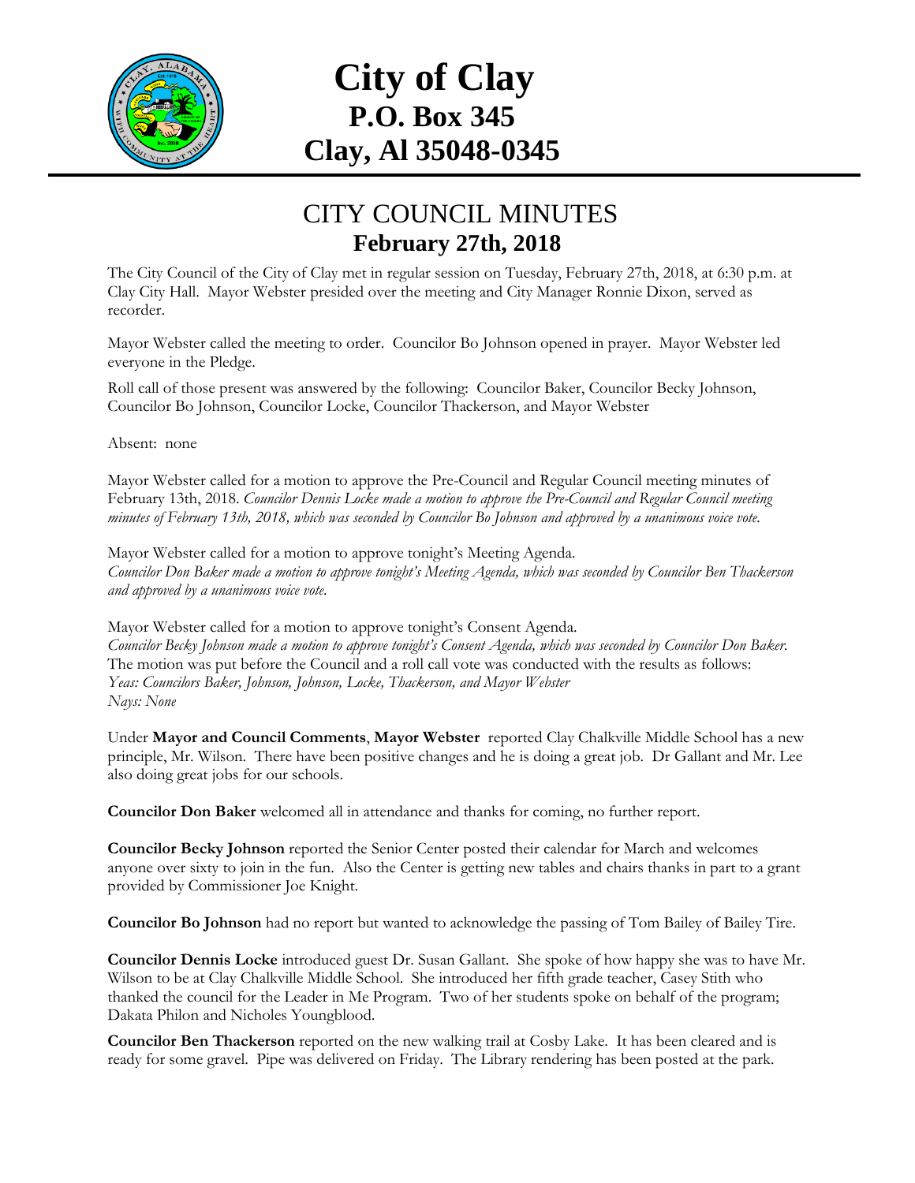# City of Clay
## P.O. Box 345
## Clay, Al 35048-0345

# CITY COUNCIL MINUTES
## February 27th, 2018

The City Council of the City of Clay met in regular session on Tuesday, February 27th, 2018, at 6:30 p.m. at Clay City Hall. Mayor Webster presided over the meeting and City Manager Ronnie Dixon, served as recorder.

Mayor Webster called the meeting to order. Councilor Bo Johnson opened in prayer. Mayor Webster led everyone in the Pledge.

Roll call of those present was answered by the following: Councilor Baker, Councilor Becky Johnson, Councilor Bo Johnson, Councilor Locke, Councilor Thackerson, and Mayor Webster

Absent: none

Mayor Webster called for a motion to approve the Pre-Council and Regular Council meeting minutes of February 13th, 2018. *Councilor Dennis Locke made a motion to approve the Pre-Council and Regular Council meeting minutes of February 13th, 2018, which was seconded by Councilor Bo Johnson and approved by a unanimous voice vote.*

Mayor Webster called for a motion to approve tonight's Meeting Agenda.
*Councilor Don Baker made a motion to approve tonight's Meeting Agenda, which was seconded by Councilor Ben Thackerson and approved by a unanimous voice vote.*

Mayor Webster called for a motion to approve tonight's Consent Agenda.
*Councilor Becky Johnson made a motion to approve tonight's Consent Agenda, which was seconded by Councilor Don Baker.* The motion was put before the Council and a roll call vote was conducted with the results as follows:
*Yeas: Councilors Baker, Johnson, Johnson, Locke, Thackerson, and Mayor Webster*
*Nays: None*

Under **Mayor and Council Comments**, **Mayor Webster** reported Clay Chalkville Middle School has a new principle, Mr. Wilson. There have been positive changes and he is doing a great job. Dr Gallant and Mr. Lee also doing great jobs for our schools.

**Councilor Don Baker** welcomed all in attendance and thanks for coming, no further report.

**Councilor Becky Johnson** reported the Senior Center posted their calendar for March and welcomes anyone over sixty to join in the fun. Also the Center is getting new tables and chairs thanks in part to a grant provided by Commissioner Joe Knight.

**Councilor Bo Johnson** had no report but wanted to acknowledge the passing of Tom Bailey of Bailey Tire.

**Councilor Dennis Locke** introduced guest Dr. Susan Gallant. She spoke of how happy she was to have Mr. Wilson to be at Clay Chalkville Middle School. She introduced her fifth grade teacher, Casey Stith who thanked the council for the Leader in Me Program. Two of her students spoke on behalf of the program; Dakata Philon and Nicholes Youngblood.

**Councilor Ben Thackerson** reported on the new walking trail at Cosby Lake. It has been cleared and is ready for some gravel. Pipe was delivered on Friday. The Library rendering has been posted at the park.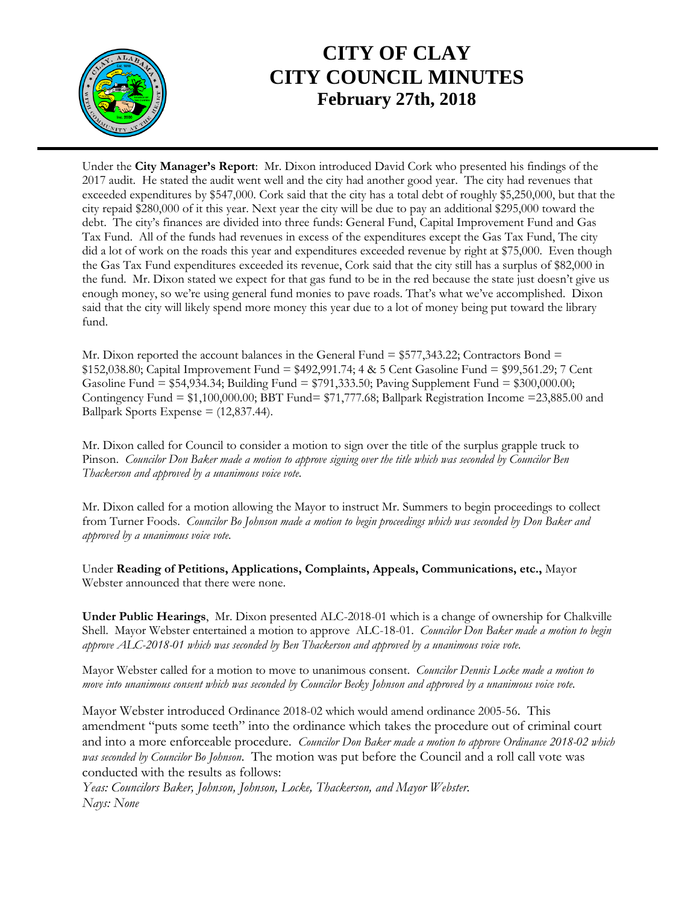# CITY OF CLAY
# CITY COUNCIL MINUTES
## February 27th, 2018

Under the **City Manager's Report**: Mr. Dixon introduced David Cork who presented his findings of the 2017 audit. He stated the audit went well and the city had another good year. The city had revenues that exceeded expenditures by $547,000. Cork said that the city has a total debt of roughly $5,250,000, but that the city repaid $280,000 of it this year. Next year the city will be due to pay an additional $295,000 toward the debt. The city's finances are divided into three funds: General Fund, Capital Improvement Fund and Gas Tax Fund. All of the funds had revenues in excess of the expenditures except the Gas Tax Fund, The city did a lot of work on the roads this year and expenditures exceeded revenue by right at $75,000. Even though the Gas Tax Fund expenditures exceeded its revenue, Cork said that the city still has a surplus of $82,000 in the fund. Mr. Dixon stated we expect for that gas fund to be in the red because the state just doesn't give us enough money, so we're using general fund monies to pave roads. That's what we've accomplished. Dixon said that the city will likely spend more money this year due to a lot of money being put toward the library fund.

Mr. Dixon reported the account balances in the General Fund = $577,343.22; Contractors Bond = $152,038.80; Capital Improvement Fund = $492,991.74; 4 & 5 Cent Gasoline Fund = $99,561.29; 7 Cent Gasoline Fund = $54,934.34; Building Fund = $791,333.50; Paving Supplement Fund = $300,000.00; Contingency Fund = $1,100,000.00; BBT Fund= $71,777.68; Ballpark Registration Income =23,885.00 and Ballpark Sports Expense = (12,837.44).

Mr. Dixon called for Council to consider a motion to sign over the title of the surplus grapple truck to Pinson. *Councilor Don Baker made a motion to approve signing over the title which was seconded by Councilor Ben Thackerson and approved by a unanimous voice vote.*

Mr. Dixon called for a motion allowing the Mayor to instruct Mr. Summers to begin proceedings to collect from Turner Foods. *Councilor Bo Johnson made a motion to begin proceedings which was seconded by Don Baker and approved by a unanimous voice vote.*

Under **Reading of Petitions, Applications, Complaints, Appeals, Communications, etc.,** Mayor Webster announced that there were none.

**Under Public Hearings**, Mr. Dixon presented ALC-2018-01 which is a change of ownership for Chalkville Shell. Mayor Webster entertained a motion to approve ALC-18-01. *Councilor Don Baker made a motion to begin approve ALC-2018-01 which was seconded by Ben Thackerson and approved by a unanimous voice vote.*

Mayor Webster called for a motion to move to unanimous consent. *Councilor Dennis Locke made a motion to move into unanimous consent which was seconded by Councilor Becky Johnson and approved by a unanimous voice vote.*

Mayor Webster introduced Ordinance 2018-02 which would amend ordinance 2005-56. This amendment "puts some teeth" into the ordinance which takes the procedure out of criminal court and into a more enforceable procedure. *Councilor Don Baker made a motion to approve Ordinance 2018-02 which was seconded by Councilor Bo Johnson.* The motion was put before the Council and a roll call vote was conducted with the results as follows:

*Yeas: Councilors Baker, Johnson, Johnson, Locke, Thackerson, and Mayor Webster.*
*Nays: None*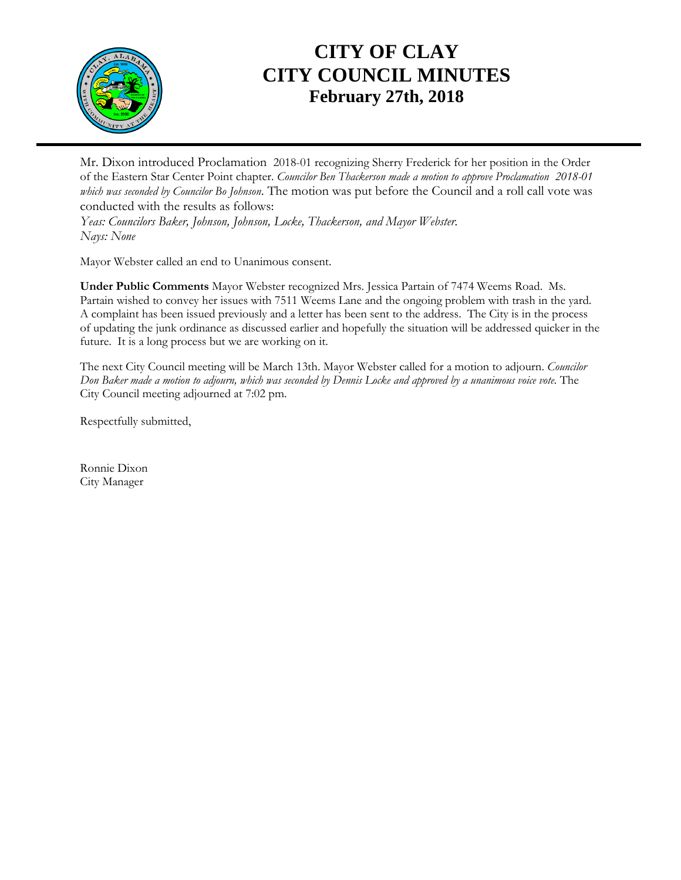# CITY OF CLAY
# CITY COUNCIL MINUTES
## February 27th, 2018

Mr. Dixon introduced Proclamation 2018-01 recognizing Sherry Frederick for her position in the Order of the Eastern Star Center Point chapter. *Councilor Ben Thackerson made a motion to approve Proclamation 2018-01 which was seconded by Councilor Bo Johnson*. The motion was put before the Council and a roll call vote was conducted with the results as follows:
*Yeas: Councilors Baker, Johnson, Johnson, Locke, Thackerson, and Mayor Webster.*
*Nays: None*

Mayor Webster called an end to Unanimous consent.

**Under Public Comments** Mayor Webster recognized Mrs. Jessica Partain of 7474 Weems Road. Ms. Partain wished to convey her issues with 7511 Weems Lane and the ongoing problem with trash in the yard. A complaint has been issued previously and a letter has been sent to the address. The City is in the process of updating the junk ordinance as discussed earlier and hopefully the situation will be addressed quicker in the future. It is a long process but we are working on it.

The next City Council meeting will be March 13th. Mayor Webster called for a motion to adjourn. *Councilor Don Baker made a motion to adjourn, which was seconded by Dennis Locke and approved by a unanimous voice vote.* The City Council meeting adjourned at 7:02 pm.

Respectfully submitted,

Ronnie Dixon
City Manager